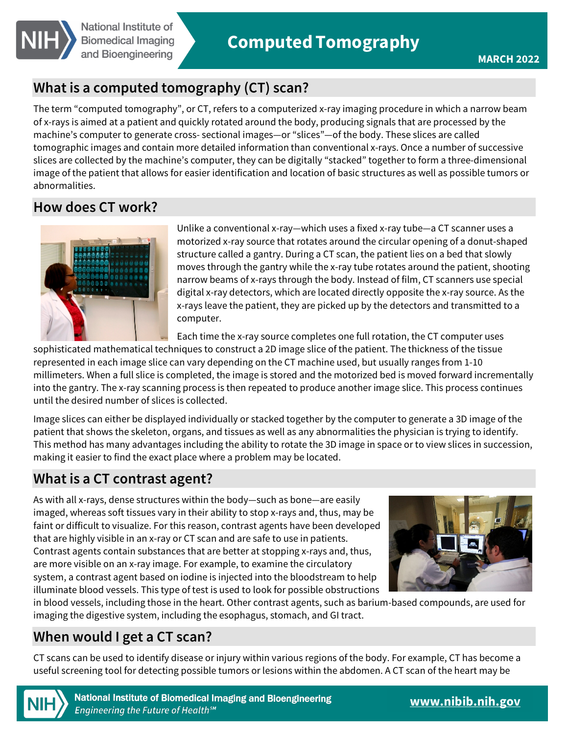# Computed Tomography

MARCH 2022

## What is a computed tomography (CT) scan?

The term "computed tomography", or CT, refers to a computerized x-ray imaging procedure in which a narrow beam of x-rays is aimed at a patient and quickly rotated around the body, producing signals that are processed by the machine's computer to generate cross- sectional images—or "slices"—of the body. These slices are called tomographic images and contain more detailed information than conventional x-rays. Once a number of successive slices are collected by the machine's computer, they can be digitally "stacked" together to form a three-dimensional image of the patient that allows for easier identification and location of basic structures as well as possible tumors or abnormalities.

## How does CT work?

Unlike a conventional x-ray—which uses a fixed x-ray tube—a CT scanner uses a motorized x-ray source that rotates around the circular opening of a donut-shaped structure called a gantry. During a CT scan, the patient lies on a bed that slowly moves through the gantry while the x-ray tube rotates around the patient, shooting narrow beams of x-rays through the body. Instead of film, CT scanners use special digital x-ray detectors, which are located directly opposite the x-ray source. As the x-rays leave the patient, they are picked up by the detectors and transmitted to a computer.

Each time the x-ray source completes one full rotation, the CT computer uses sophisticated mathematical techniques to construct a 2D image slice of the patient. The thickness of the tissue represented in each image slice can vary depending on the CT machine used, but usually ranges from 1-10 millimeters. When a full slice is completed, the image is stored and the motorized bed is moved forward incrementally into the gantry. The x-ray scanning process is then repeated to produce another image slice. This process continues until the desired number of slices is collected.

Image slices can either be displayed individually or stacked together by the computer to generate a 3D image of the patient that shows the skeleton, organs, and tissues as well as any abnormalities the physician is trying to identify. This method has many advantages including the ability to rotate the 3D image in space or to view slices in succession, making it easier to find the exact place where a problem may be located.

## What is a CT contrast agent?

As with all x-rays, dense structures within the body—such as bone—are easily imaged, whereas soft tissues vary in their ability to stop x-rays and, thus, may be faint or difficult to visualize. For this reason, contrast agents have been developed that are highly visible in an x-ray or CT scan and are safe to use in patients. Contrast agents contain substances that are better at stopping x-rays and, thus, are more visible on an x-ray image. For example, to examine the circulatory system, a contrast agent based on iodine is injected into the bloodstream to help illuminate blood vessels. This type of test is used to look for possible obstructions in blood vessels, including those in the heart. Other contrast agents, such as barium-based compounds, are used for imaging the digestive system, including the esophagus, stomach, and GI tract.

## When would I get a CT scan?

CT scans can be used to identify disease or injury within various regions of the body. For example, CT has become a useful screening tool for detecting possible tumors or lesions within the abdomen. A CT scan of the heart may be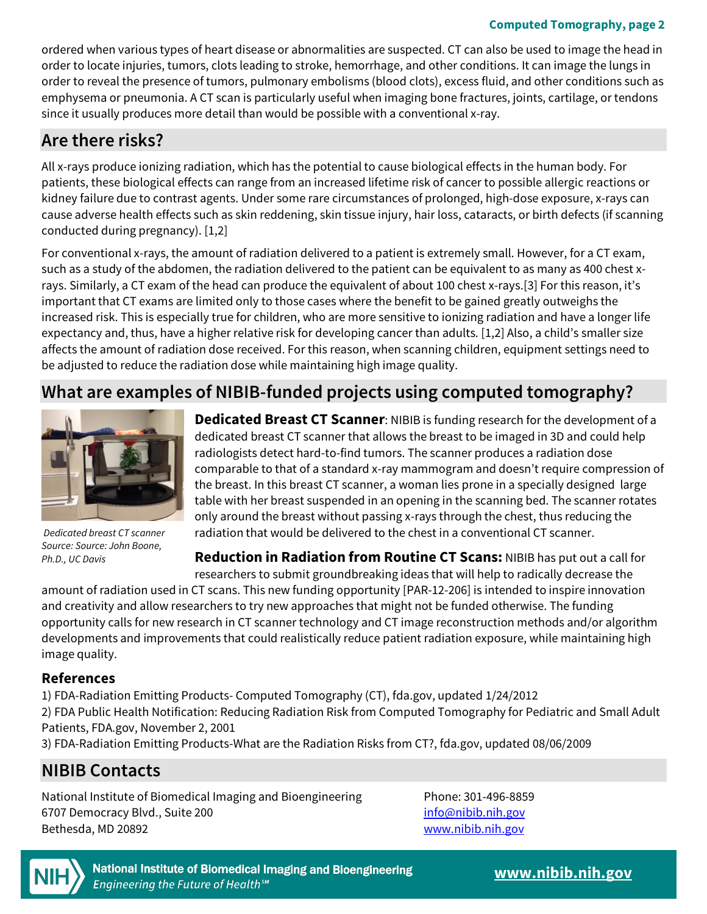ordered when various types of heart disease or abnormalities are suspected. CT can also be used to image the head in order to locate injuries, tumors, clots leading to stroke, hemorrhage, and other conditions. It can image the lungs in order to reveal the presence of tumors, pulmonary embolisms (blood clots), excess fluid, and other conditions such as emphysema or pneumonia. A CT scan is particularly useful when imaging bone fractures, joints, cartilage, or tendons since it usually produces more detail than would be possible with a conventional x-ray.

## Are there risks?

All x-rays produce ionizing radiation, which has the potential to cause biological effects in the human body. For patients, these biological effects can range from an increased lifetime risk of cancer to possible allergic reactions or kidney failure due to contrast agents. Under some rare circumstances of prolonged, high-dose exposure, x-rays can cause adverse health effects such as skin reddening, skin tissue injury, hair loss, cataracts, or birth defects (if scanning conducted during pregnancy). [1,2]

For conventional x-rays, the amount of radiation delivered to a patient is extremely small. However, for a CT exam, such as a study of the abdomen, the radiation delivered to the patient can be equivalent to as many as 400 chest x-rays. Similarly, a CT exam of the head can produce the equivalent of about 100 chest x-rays.[3] For this reason, it's important that CT exams are limited only to those cases where the benefit to be gained greatly outweighs the increased risk. This is especially true for children, who are more sensitive to ionizing radiation and have a longer life expectancy and, thus, have a higher relative risk for developing cancer than adults. [1,2] Also, a child's smaller size affects the amount of radiation dose received. For this reason, when scanning children, equipment settings need to be adjusted to reduce the radiation dose while maintaining high image quality.

## What are examples of NIBIB-funded projects using computed tomography?

*Dedicated breast CT scanner Source: Source: John Boone, Ph.D., UC Davis*

**Dedicated Breast CT Scanner**: NIBIB is funding research for the development of a dedicated breast CT scanner that allows the breast to be imaged in 3D and could help radiologists detect hard-to-find tumors. The scanner produces a radiation dose comparable to that of a standard x-ray mammogram and doesn't require compression of the breast. In this breast CT scanner, a woman lies prone in a specially designed large table with her breast suspended in an opening in the scanning bed. The scanner rotates only around the breast without passing x-rays through the chest, thus reducing the radiation that would be delivered to the chest in a conventional CT scanner.

**Reduction in Radiation from Routine CT Scans:** NIBIB has put out a call for researchers to submit groundbreaking ideas that will help to radically decrease the amount of radiation used in CT scans. This new funding opportunity [PAR-12-206] is intended to inspire innovation and creativity and allow researchers to try new approaches that might not be funded otherwise. The funding opportunity calls for new research in CT scanner technology and CT image reconstruction methods and/or algorithm developments and improvements that could realistically reduce patient radiation exposure, while maintaining high image quality.

### References

1) FDA-Radiation Emitting Products- Computed Tomography (CT), fda.gov, updated 1/24/2012
2) FDA Public Health Notification: Reducing Radiation Risk from Computed Tomography for Pediatric and Small Adult Patients, FDA.gov, November 2, 2001
3) FDA-Radiation Emitting Products-What are the Radiation Risks from CT?, fda.gov, updated 08/06/2009

## NIBIB Contacts

National Institute of Biomedical Imaging and Bioengineering
6707 Democracy Blvd., Suite 200
Bethesda, MD 20892

Phone: 301-496-8859
info@nibib.nih.gov
www.nibib.nih.gov